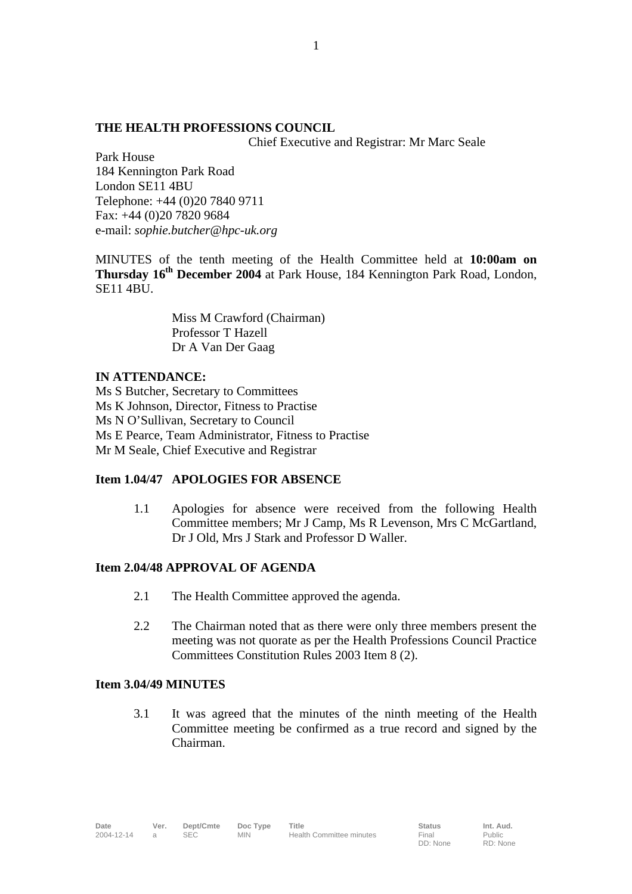**THE HEALTH PROFESSIONS COUNCIL**

Chief Executive and Registrar: Mr Marc Seale

Park House
184 Kennington Park Road
London SE11 4BU
Telephone: +44 (0)20 7840 9711
Fax: +44 (0)20 7820 9684
e-mail: *sophie.butcher@hpc-uk.org*

MINUTES of the tenth meeting of the Health Committee held at **10:00am on Thursday 16th December 2004** at Park House, 184 Kennington Park Road, London, SE11 4BU.

Miss M Crawford (Chairman)
Professor T Hazell
Dr A Van Der Gaag

**IN ATTENDANCE:**

Ms S Butcher, Secretary to Committees
Ms K Johnson, Director, Fitness to Practise
Ms N O'Sullivan, Secretary to Council
Ms E Pearce, Team Administrator, Fitness to Practise
Mr M Seale, Chief Executive and Registrar

### Item 1.04/47 APOLOGIES FOR ABSENCE

1.1 Apologies for absence were received from the following Health Committee members; Mr J Camp, Ms R Levenson, Mrs C McGartland, Dr J Old, Mrs J Stark and Professor D Waller.

### Item 2.04/48 APPROVAL OF AGENDA

2.1 The Health Committee approved the agenda.

2.2 The Chairman noted that as there were only three members present the meeting was not quorate as per the Health Professions Council Practice Committees Constitution Rules 2003 Item 8 (2).

### Item 3.04/49 MINUTES

3.1 It was agreed that the minutes of the ninth meeting of the Health Committee meeting be confirmed as a true record and signed by the Chairman.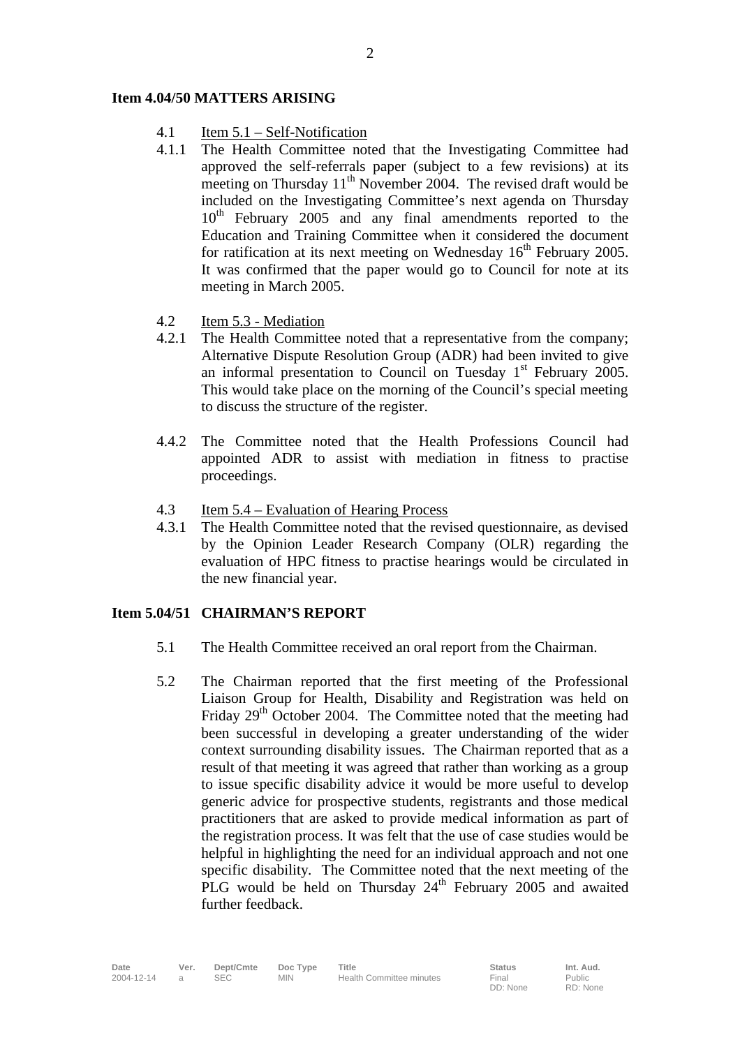**Item 4.04/50 MATTERS ARISING**

4.1 Item 5.1 – Self-Notification

4.1.1 The Health Committee noted that the Investigating Committee had approved the self-referrals paper (subject to a few revisions) at its meeting on Thursday 11th November 2004. The revised draft would be included on the Investigating Committee's next agenda on Thursday 10th February 2005 and any final amendments reported to the Education and Training Committee when it considered the document for ratification at its next meeting on Wednesday 16th February 2005. It was confirmed that the paper would go to Council for note at its meeting in March 2005.

4.2 Item 5.3 - Mediation

4.2.1 The Health Committee noted that a representative from the company; Alternative Dispute Resolution Group (ADR) had been invited to give an informal presentation to Council on Tuesday 1st February 2005. This would take place on the morning of the Council's special meeting to discuss the structure of the register.

4.4.2 The Committee noted that the Health Professions Council had appointed ADR to assist with mediation in fitness to practise proceedings.

4.3 Item 5.4 – Evaluation of Hearing Process

4.3.1 The Health Committee noted that the revised questionnaire, as devised by the Opinion Leader Research Company (OLR) regarding the evaluation of HPC fitness to practise hearings would be circulated in the new financial year.

**Item 5.04/51 CHAIRMAN'S REPORT**

5.1 The Health Committee received an oral report from the Chairman.

5.2 The Chairman reported that the first meeting of the Professional Liaison Group for Health, Disability and Registration was held on Friday 29th October 2004. The Committee noted that the meeting had been successful in developing a greater understanding of the wider context surrounding disability issues. The Chairman reported that as a result of that meeting it was agreed that rather than working as a group to issue specific disability advice it would be more useful to develop generic advice for prospective students, registrants and those medical practitioners that are asked to provide medical information as part of the registration process. It was felt that the use of case studies would be helpful in highlighting the need for an individual approach and not one specific disability. The Committee noted that the next meeting of the PLG would be held on Thursday 24th February 2005 and awaited further feedback.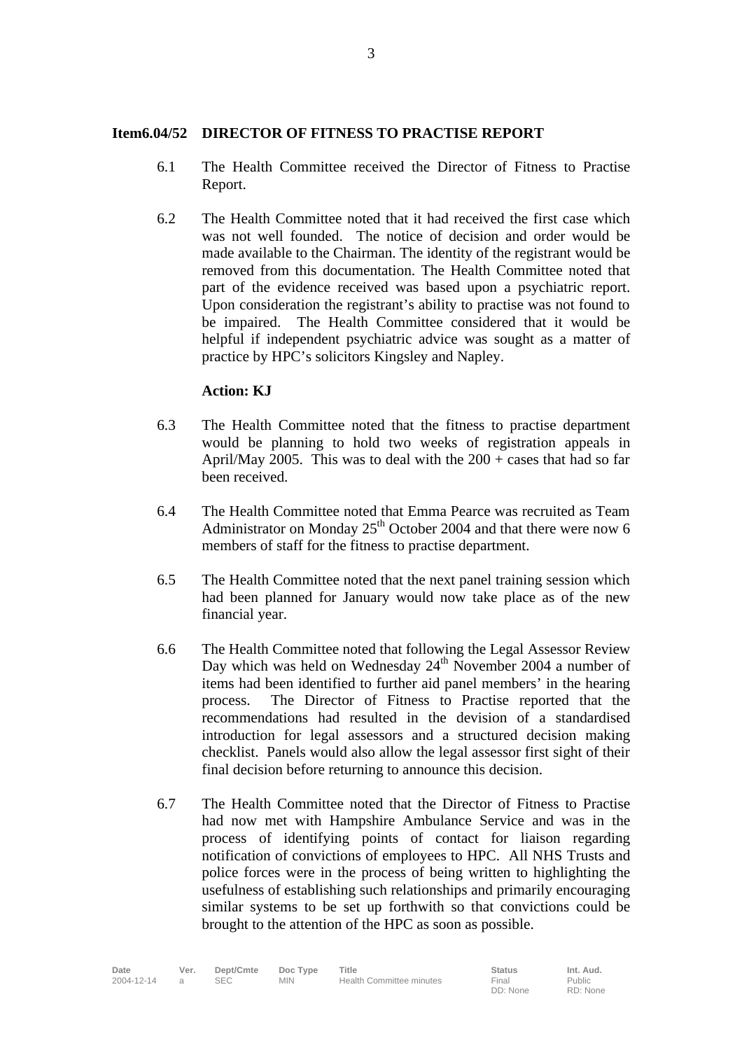**Item6.04/52 DIRECTOR OF FITNESS TO PRACTISE REPORT**

6.1 The Health Committee received the Director of Fitness to Practise Report.

6.2 The Health Committee noted that it had received the first case which was not well founded. The notice of decision and order would be made available to the Chairman. The identity of the registrant would be removed from this documentation. The Health Committee noted that part of the evidence received was based upon a psychiatric report. Upon consideration the registrant's ability to practise was not found to be impaired. The Health Committee considered that it would be helpful if independent psychiatric advice was sought as a matter of practice by HPC's solicitors Kingsley and Napley.

**Action: KJ**

6.3 The Health Committee noted that the fitness to practise department would be planning to hold two weeks of registration appeals in April/May 2005. This was to deal with the 200 + cases that had so far been received.

6.4 The Health Committee noted that Emma Pearce was recruited as Team Administrator on Monday 25th October 2004 and that there were now 6 members of staff for the fitness to practise department.

6.5 The Health Committee noted that the next panel training session which had been planned for January would now take place as of the new financial year.

6.6 The Health Committee noted that following the Legal Assessor Review Day which was held on Wednesday 24th November 2004 a number of items had been identified to further aid panel members' in the hearing process. The Director of Fitness to Practise reported that the recommendations had resulted in the devision of a standardised introduction for legal assessors and a structured decision making checklist. Panels would also allow the legal assessor first sight of their final decision before returning to announce this decision.

6.7 The Health Committee noted that the Director of Fitness to Practise had now met with Hampshire Ambulance Service and was in the process of identifying points of contact for liaison regarding notification of convictions of employees to HPC. All NHS Trusts and police forces were in the process of being written to highlighting the usefulness of establishing such relationships and primarily encouraging similar systems to be set up forthwith so that convictions could be brought to the attention of the HPC as soon as possible.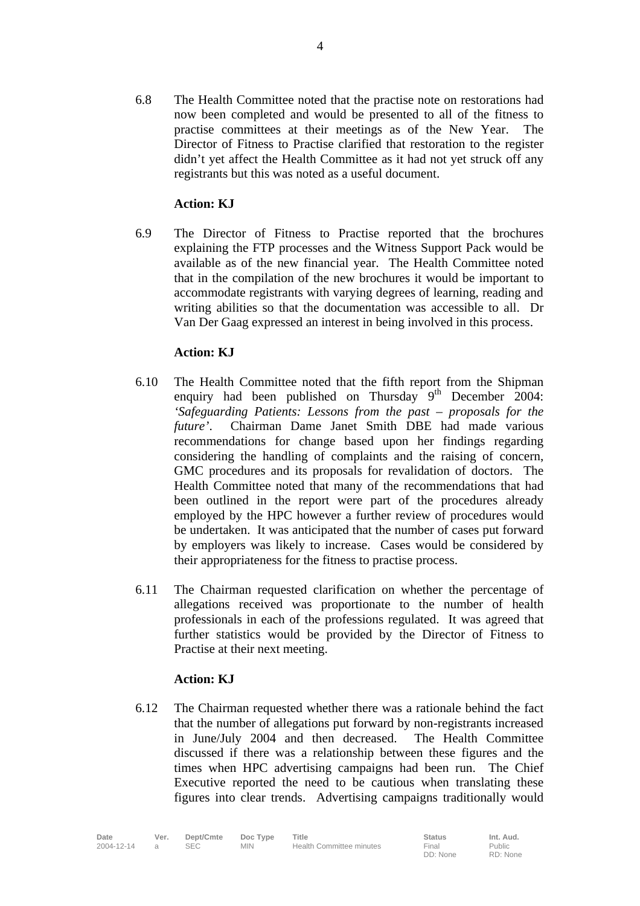6.8 The Health Committee noted that the practise note on restorations had now been completed and would be presented to all of the fitness to practise committees at their meetings as of the New Year. The Director of Fitness to Practise clarified that restoration to the register didn't yet affect the Health Committee as it had not yet struck off any registrants but this was noted as a useful document.

**Action: KJ**

6.9 The Director of Fitness to Practise reported that the brochures explaining the FTP processes and the Witness Support Pack would be available as of the new financial year. The Health Committee noted that in the compilation of the new brochures it would be important to accommodate registrants with varying degrees of learning, reading and writing abilities so that the documentation was accessible to all. Dr Van Der Gaag expressed an interest in being involved in this process.

**Action: KJ**

6.10 The Health Committee noted that the fifth report from the Shipman enquiry had been published on Thursday 9th December 2004: *'Safeguarding Patients: Lessons from the past – proposals for the future'*. Chairman Dame Janet Smith DBE had made various recommendations for change based upon her findings regarding considering the handling of complaints and the raising of concern, GMC procedures and its proposals for revalidation of doctors. The Health Committee noted that many of the recommendations that had been outlined in the report were part of the procedures already employed by the HPC however a further review of procedures would be undertaken. It was anticipated that the number of cases put forward by employers was likely to increase. Cases would be considered by their appropriateness for the fitness to practise process.

6.11 The Chairman requested clarification on whether the percentage of allegations received was proportionate to the number of health professionals in each of the professions regulated. It was agreed that further statistics would be provided by the Director of Fitness to Practise at their next meeting.

**Action: KJ**

6.12 The Chairman requested whether there was a rationale behind the fact that the number of allegations put forward by non-registrants increased in June/July 2004 and then decreased. The Health Committee discussed if there was a relationship between these figures and the times when HPC advertising campaigns had been run. The Chief Executive reported the need to be cautious when translating these figures into clear trends. Advertising campaigns traditionally would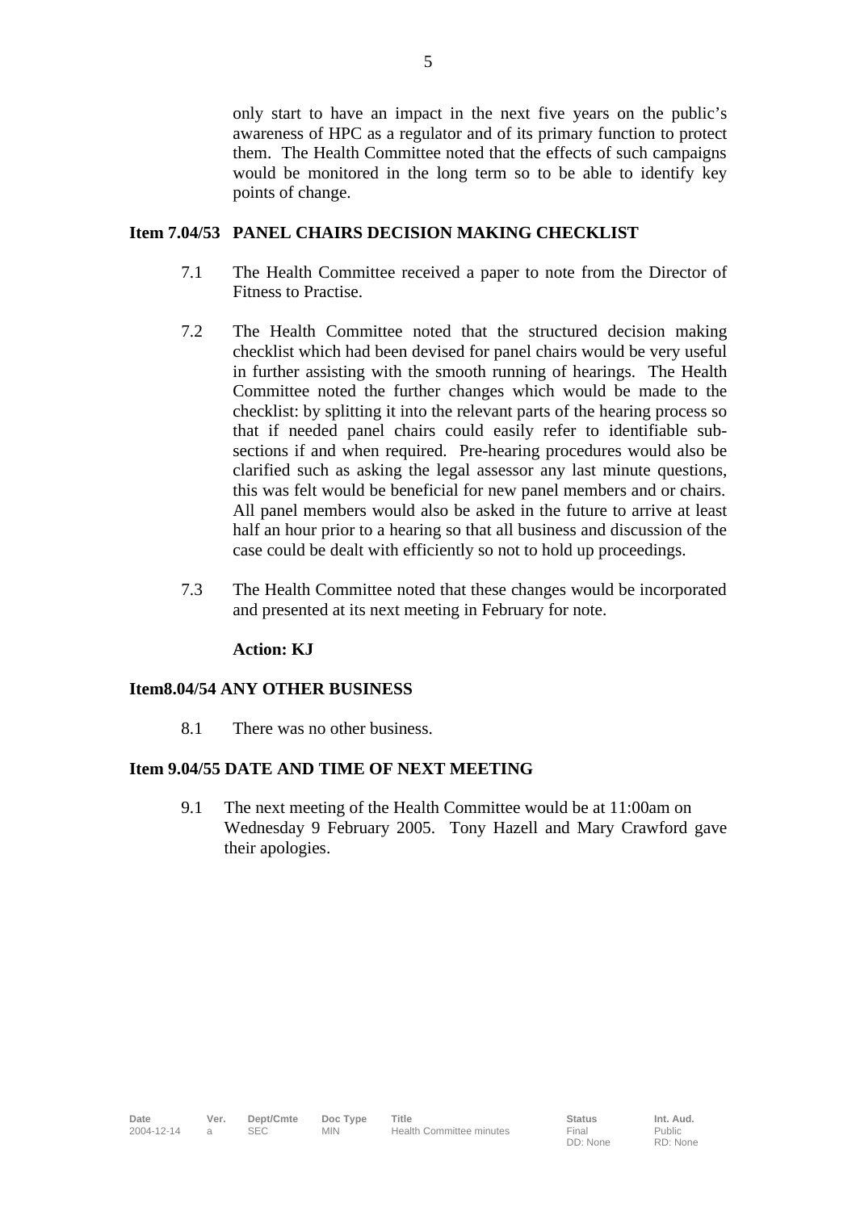only start to have an impact in the next five years on the public's awareness of HPC as a regulator and of its primary function to protect them. The Health Committee noted that the effects of such campaigns would be monitored in the long term so to be able to identify key points of change.

**Item 7.04/53 PANEL CHAIRS DECISION MAKING CHECKLIST**

7.1 The Health Committee received a paper to note from the Director of Fitness to Practise.

7.2 The Health Committee noted that the structured decision making checklist which had been devised for panel chairs would be very useful in further assisting with the smooth running of hearings. The Health Committee noted the further changes which would be made to the checklist: by splitting it into the relevant parts of the hearing process so that if needed panel chairs could easily refer to identifiable sub-sections if and when required. Pre-hearing procedures would also be clarified such as asking the legal assessor any last minute questions, this was felt would be beneficial for new panel members and or chairs. All panel members would also be asked in the future to arrive at least half an hour prior to a hearing so that all business and discussion of the case could be dealt with efficiently so not to hold up proceedings.

7.3 The Health Committee noted that these changes would be incorporated and presented at its next meeting in February for note.

**Action: KJ**

**Item8.04/54 ANY OTHER BUSINESS**

8.1 There was no other business.

**Item 9.04/55 DATE AND TIME OF NEXT MEETING**

9.1 The next meeting of the Health Committee would be at 11:00am on Wednesday 9 February 2005. Tony Hazell and Mary Crawford gave their apologies.